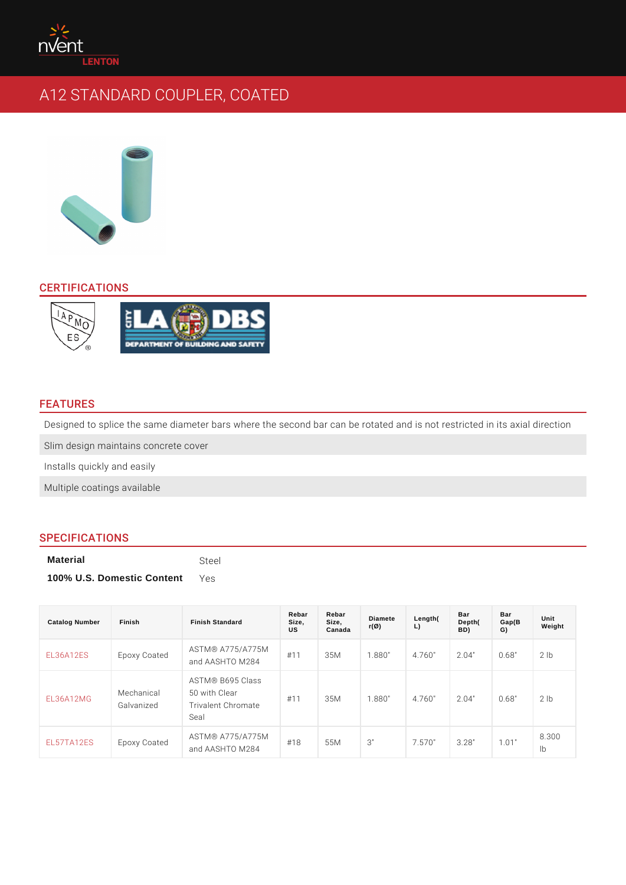# A12 STANDARD COUPLER, COATED

## CERTIFICATIONS

## FEATURES

Designed to splice the same diameter bars where the second bar can be rotated and is not restricted in its axial direction

Slim design maintains concrete cover

Installs quickly and easily

Multiple coatings available

## SPECIFICATIONS

**Material** Steel

**100% U.S. Domestic Content** Yes

| Catalog Number | Finish | Finish Standard | Rebar Size, US | Rebar Size, Canada | Diameter(Ø) | Length(L) | Bar Depth(BD) | Bar Gap(BG) | Unit Weight |
|---|---|---|---|---|---|---|---|---|---|
| EL36A12ES | Epoxy Coated | ASTM® A775/A775M and AASHTO M284 | #11 | 35M | 1.880" | 4.760" | 2.04" | 0.68" | 2 lb |
| EL36A12MG | Mechanical Galvanized | ASTM® B695 Class 50 with Clear Trivalent Chromate Seal | #11 | 35M | 1.880" | 4.760" | 2.04" | 0.68" | 2 lb |
| EL57TA12ES | Epoxy Coated | ASTM® A775/A775M and AASHTO M284 | #18 | 55M | 3" | 7.570" | 3.28" | 1.01" | 8.300 lb |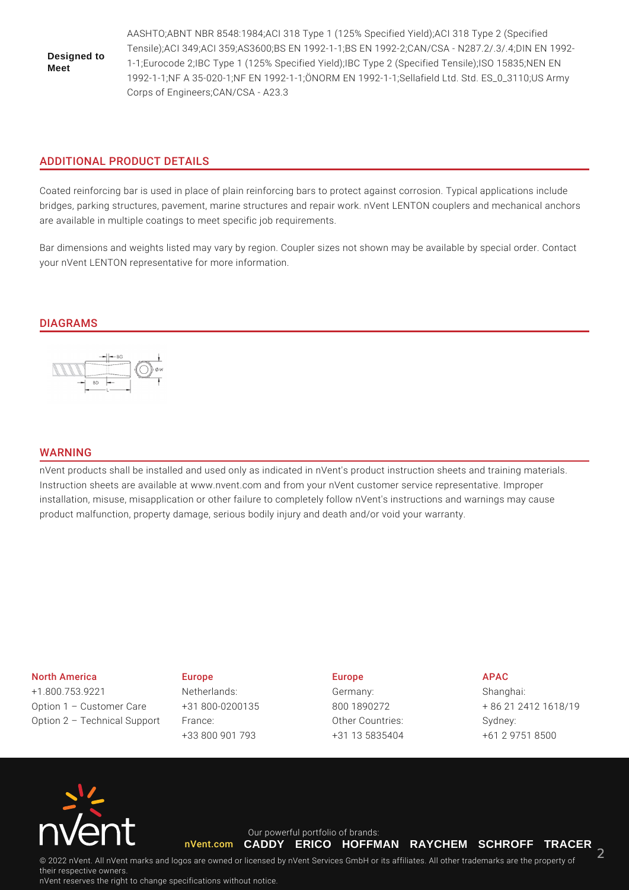**Designed to Meet**

AASHTO;ABNT NBR 8548:1984;ACI 318 Type 1 (125% Specified Yield);ACI 318 Type 2 (Specified Tensile);ACI 349;ACI 359;AS3600;BS EN 1992-1-1;BS EN 1992-2;CAN/CSA - N287.2/.3/.4;DIN EN 1992-1-1;Eurocode 2;IBC Type 1 (125% Specified Yield);IBC Type 2 (Specified Tensile);ISO 15835;NEN EN 1992-1-1;NF A 35-020-1;NF EN 1992-1-1;ÖNORM EN 1992-1-1;Sellafield Ltd. Std. ES_0_3110;US Army Corps of Engineers;CAN/CSA - A23.3

## ADDITIONAL PRODUCT DETAILS

Coated reinforcing bar is used in place of plain reinforcing bars to protect against corrosion. Typical applications include bridges, parking structures, pavement, marine structures and repair work. nVent LENTON couplers and mechanical anchors are available in multiple coatings to meet specific job requirements.

Bar dimensions and weights listed may vary by region. Coupler sizes not shown may be available by special order. Contact your nVent LENTON representative for more information.

## DIAGRAMS

BG
BD
L
ØW

## WARNING

nVent products shall be installed and used only as indicated in nVent's product instruction sheets and training materials. Instruction sheets are available at www.nvent.com and from your nVent customer service representative. Improper installation, misuse, misapplication or other failure to completely follow nVent's instructions and warnings may cause product malfunction, property damage, serious bodily injury and death and/or void your warranty.

**North America**
+1.800.753.9221
Option 1 – Customer Care
Option 2 – Technical Support

**Europe**
Netherlands:
+31 800-0200135
France:
+33 800 901 793

**Europe**
Germany:
800 1890272
Other Countries:
+31 13 5835404

**APAC**
Shanghai:
+ 86 21 2412 1618/19
Sydney:
+61 2 9751 8500

Our powerful portfolio of brands:
nVent.com CADDY ERICO HOFFMAN RAYCHEM SCHROFF TRACER

© 2022 nVent. All nVent marks and logos are owned or licensed by nVent Services GmbH or its affiliates. All other trademarks are the property of their respective owners.
nVent reserves the right to change specifications without notice.